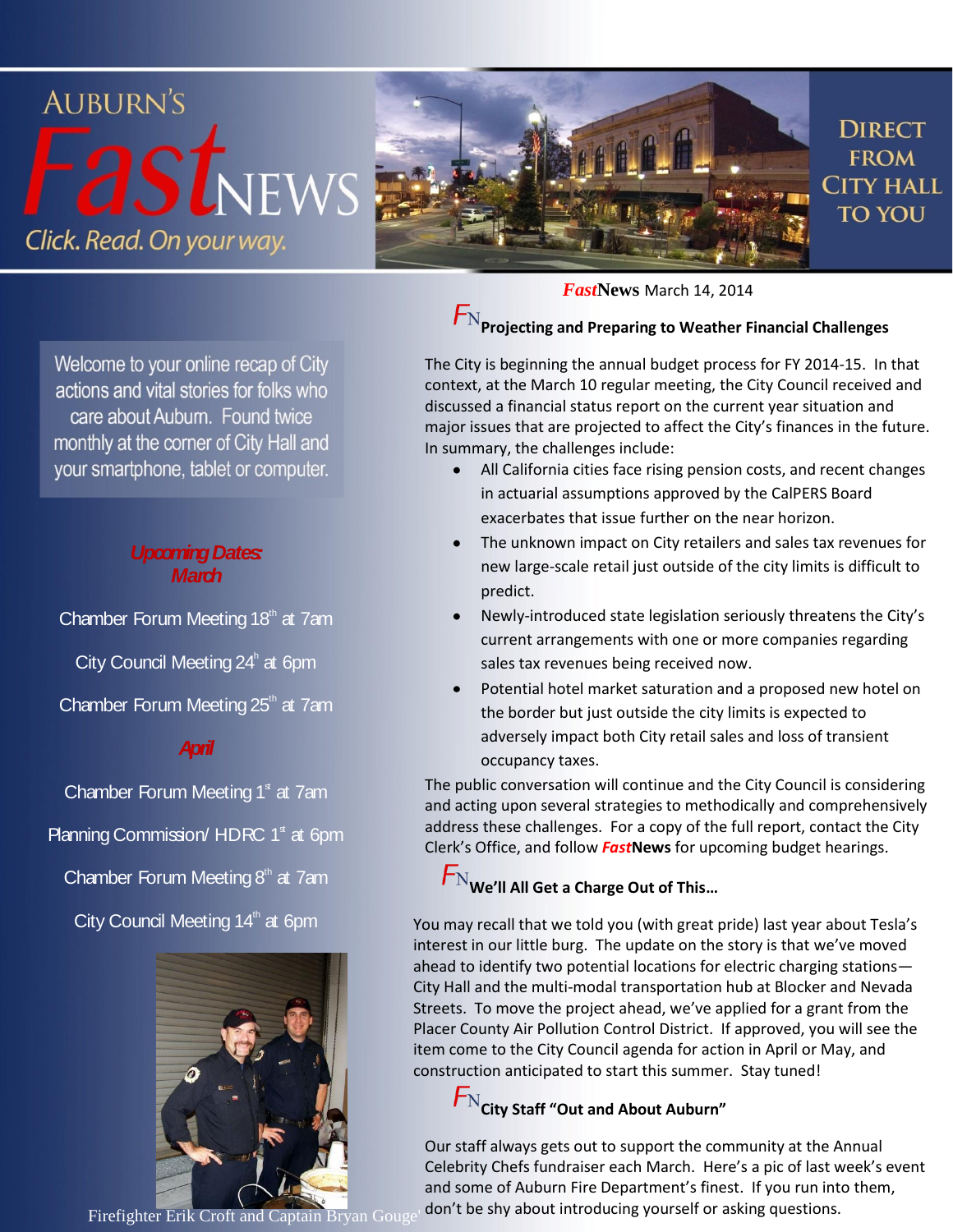# AUBURN'S *Fast*NEWS

*Click. Read. On your way.*

DIRECT FROM CITY HALL TO YOU

Welcome to your online recap of City actions and vital stories for folks who care about Auburn. Found twice monthly at the corner of City Hall and your smartphone, tablet or computer.

***Upcoming Dates: March***

Chamber Forum Meeting 18th at 7am

City Council Meeting 24th at 6pm

Chamber Forum Meeting 25th at 7am

***April***

Chamber Forum Meeting 1st at 7am

Planning Commission/ HDRC 1st at 6pm

Chamber Forum Meeting 8th at 7am

City Council Meeting 14th at 6pm

Firefighter Erik Croft and Captain Bryan Gouge'

***Fast*News** March 14, 2014

## FN Projecting and Preparing to Weather Financial Challenges

The City is beginning the annual budget process for FY 2014-15. In that context, at the March 10 regular meeting, the City Council received and discussed a financial status report on the current year situation and major issues that are projected to affect the City's finances in the future. In summary, the challenges include:

- All California cities face rising pension costs, and recent changes in actuarial assumptions approved by the CalPERS Board exacerbates that issue further on the near horizon.
- The unknown impact on City retailers and sales tax revenues for new large-scale retail just outside of the city limits is difficult to predict.
- Newly-introduced state legislation seriously threatens the City's current arrangements with one or more companies regarding sales tax revenues being received now.
- Potential hotel market saturation and a proposed new hotel on the border but just outside the city limits is expected to adversely impact both City retail sales and loss of transient occupancy taxes.

The public conversation will continue and the City Council is considering and acting upon several strategies to methodically and comprehensively address these challenges. For a copy of the full report, contact the City Clerk's Office, and follow ***Fast*News** for upcoming budget hearings.

## FN We'll All Get a Charge Out of This…

You may recall that we told you (with great pride) last year about Tesla's interest in our little burg. The update on the story is that we've moved ahead to identify two potential locations for electric charging stations—City Hall and the multi-modal transportation hub at Blocker and Nevada Streets. To move the project ahead, we've applied for a grant from the Placer County Air Pollution Control District. If approved, you will see the item come to the City Council agenda for action in April or May, and construction anticipated to start this summer. Stay tuned!

## FN City Staff "Out and About Auburn"

Our staff always gets out to support the community at the Annual Celebrity Chefs fundraiser each March. Here's a pic of last week's event and some of Auburn Fire Department's finest. If you run into them, don't be shy about introducing yourself or asking questions.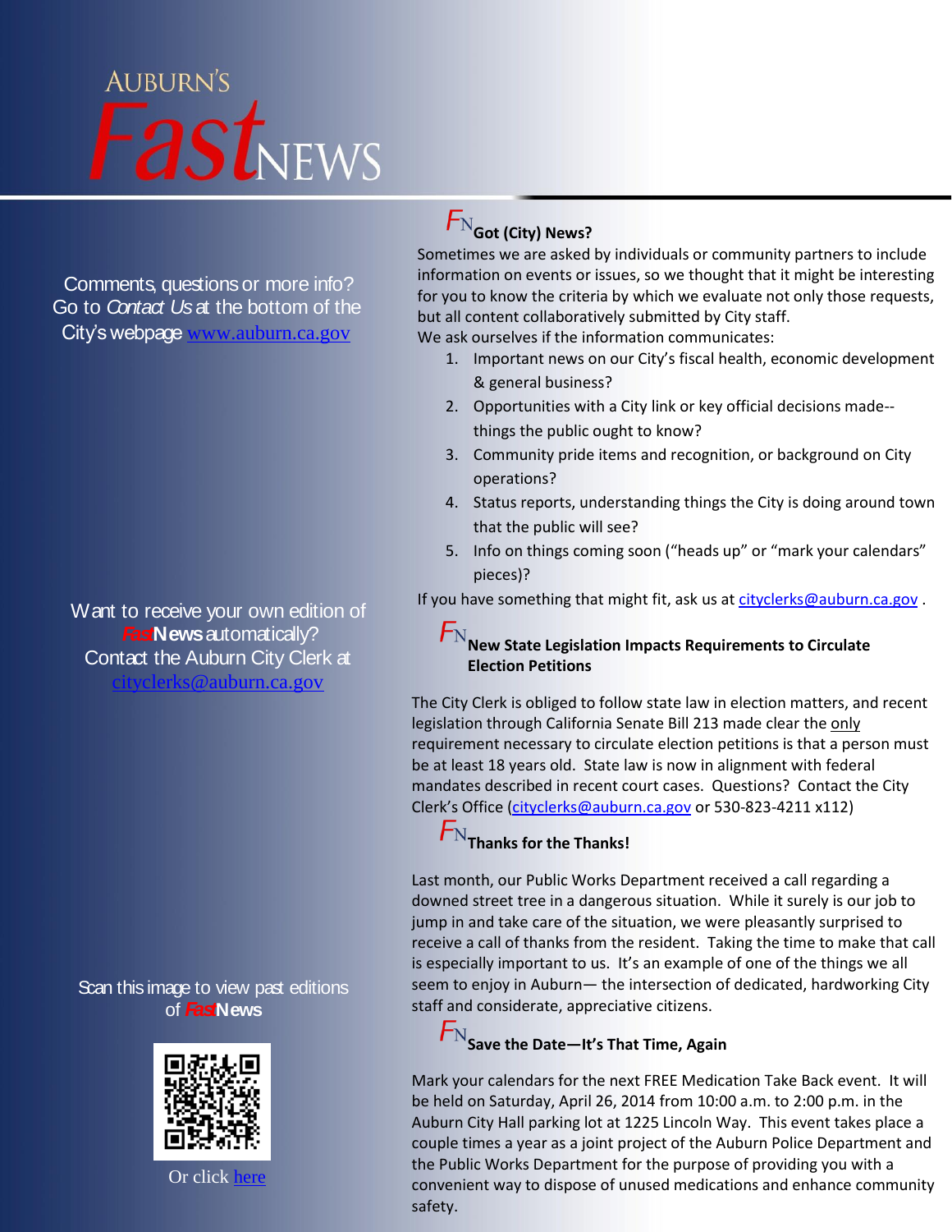# AUBURN'S *Fast*NEWS

Comments, questions or more info? Go to *Contact Us* at the bottom of the City's webpage www.auburn.ca.gov

Want to receive your own edition of ***Fast*News** automatically? Contact the Auburn City Clerk at cityclerks@auburn.ca.gov

Scan this image to view past editions of ***Fast*News**

Or click here

## FN Got (City) News?

Sometimes we are asked by individuals or community partners to include information on events or issues, so we thought that it might be interesting for you to know the criteria by which we evaluate not only those requests, but all content collaboratively submitted by City staff.

We ask ourselves if the information communicates:

1. Important news on our City's fiscal health, economic development & general business?
2. Opportunities with a City link or key official decisions made--things the public ought to know?
3. Community pride items and recognition, or background on City operations?
4. Status reports, understanding things the City is doing around town that the public will see?
5. Info on things coming soon ("heads up" or "mark your calendars" pieces)?

If you have something that might fit, ask us at cityclerks@auburn.ca.gov .

## FN New State Legislation Impacts Requirements to Circulate Election Petitions

The City Clerk is obliged to follow state law in election matters, and recent legislation through California Senate Bill 213 made clear the only requirement necessary to circulate election petitions is that a person must be at least 18 years old. State law is now in alignment with federal mandates described in recent court cases. Questions? Contact the City Clerk's Office (cityclerks@auburn.ca.gov or 530-823-4211 x112)

## FN Thanks for the Thanks!

Last month, our Public Works Department received a call regarding a downed street tree in a dangerous situation. While it surely is our job to jump in and take care of the situation, we were pleasantly surprised to receive a call of thanks from the resident. Taking the time to make that call is especially important to us. It's an example of one of the things we all seem to enjoy in Auburn— the intersection of dedicated, hardworking City staff and considerate, appreciative citizens.

## FN Save the Date—It's That Time, Again

Mark your calendars for the next FREE Medication Take Back event. It will be held on Saturday, April 26, 2014 from 10:00 a.m. to 2:00 p.m. in the Auburn City Hall parking lot at 1225 Lincoln Way. This event takes place a couple times a year as a joint project of the Auburn Police Department and the Public Works Department for the purpose of providing you with a convenient way to dispose of unused medications and enhance community safety.